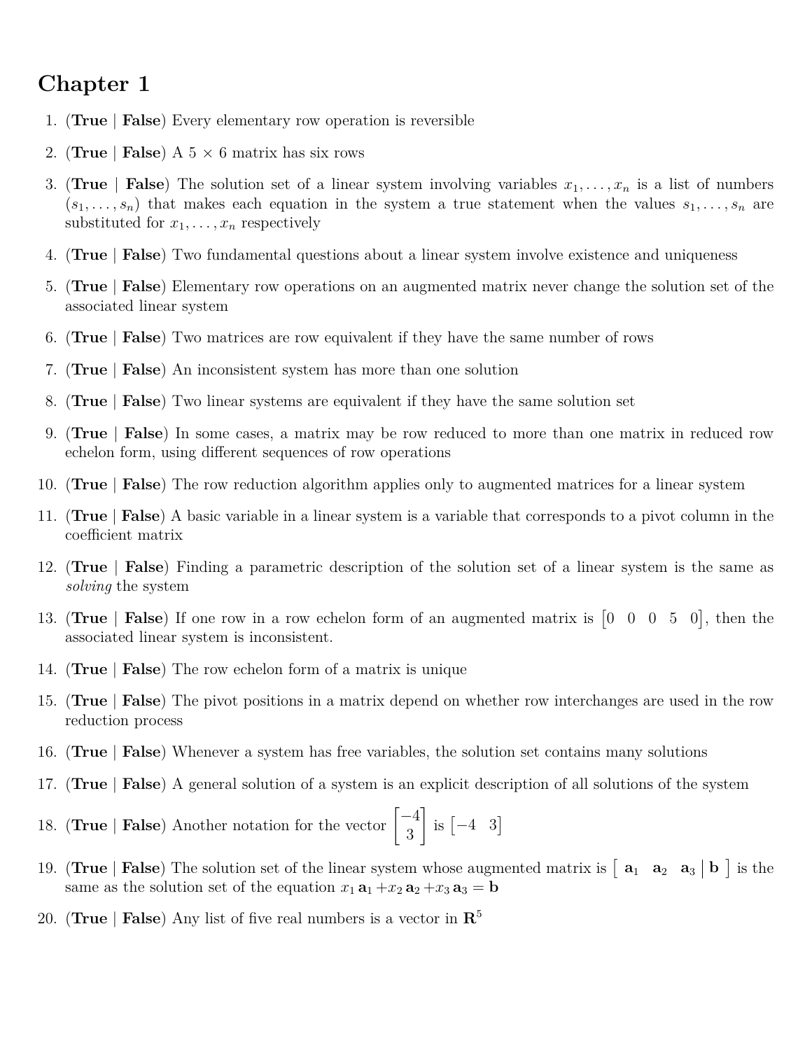# Chapter 1

1. (**True** | **False**) Every elementary row operation is reversible
2. (**True** | **False**) A $5 \times 6$ matrix has six rows
3. (**True** | **False**) The solution set of a linear system involving variables $x_1, \ldots, x_n$ is a list of numbers $(s_1, \ldots, s_n)$ that makes each equation in the system a true statement when the values $s_1, \ldots, s_n$ are substituted for $x_1, \ldots, x_n$ respectively
4. (**True** | **False**) Two fundamental questions about a linear system involve existence and uniqueness
5. (**True** | **False**) Elementary row operations on an augmented matrix never change the solution set of the associated linear system
6. (**True** | **False**) Two matrices are row equivalent if they have the same number of rows
7. (**True** | **False**) An inconsistent system has more than one solution
8. (**True** | **False**) Two linear systems are equivalent if they have the same solution set
9. (**True** | **False**) In some cases, a matrix may be row reduced to more than one matrix in reduced row echelon form, using different sequences of row operations
10. (**True** | **False**) The row reduction algorithm applies only to augmented matrices for a linear system
11. (**True** | **False**) A basic variable in a linear system is a variable that corresponds to a pivot column in the coefficient matrix
12. (**True** | **False**) Finding a parametric description of the solution set of a linear system is the same as *solving* the system
13. (**True** | **False**) If one row in a row echelon form of an augmented matrix is $\begin{bmatrix} 0 & 0 & 0 & 5 & 0 \end{bmatrix}$, then the associated linear system is inconsistent.
14. (**True** | **False**) The row echelon form of a matrix is unique
15. (**True** | **False**) The pivot positions in a matrix depend on whether row interchanges are used in the row reduction process
16. (**True** | **False**) Whenever a system has free variables, the solution set contains many solutions
17. (**True** | **False**) A general solution of a system is an explicit description of all solutions of the system
18. (**True** | **False**) Another notation for the vector $\begin{bmatrix} -4 \\ 3 \end{bmatrix}$ is $\begin{bmatrix} -4 & 3 \end{bmatrix}$
19. (**True** | **False**) The solution set of the linear system whose augmented matrix is $\begin{bmatrix} \mathbf{a}_1 & \mathbf{a}_2 & \mathbf{a}_3 & \mathbf{b} \end{bmatrix}$ is the same as the solution set of the equation $x_1 \mathbf{a}_1 + x_2 \mathbf{a}_2 + x_3 \mathbf{a}_3 = \mathbf{b}$
20. (**True** | **False**) Any list of five real numbers is a vector in $\mathbf{R}^5$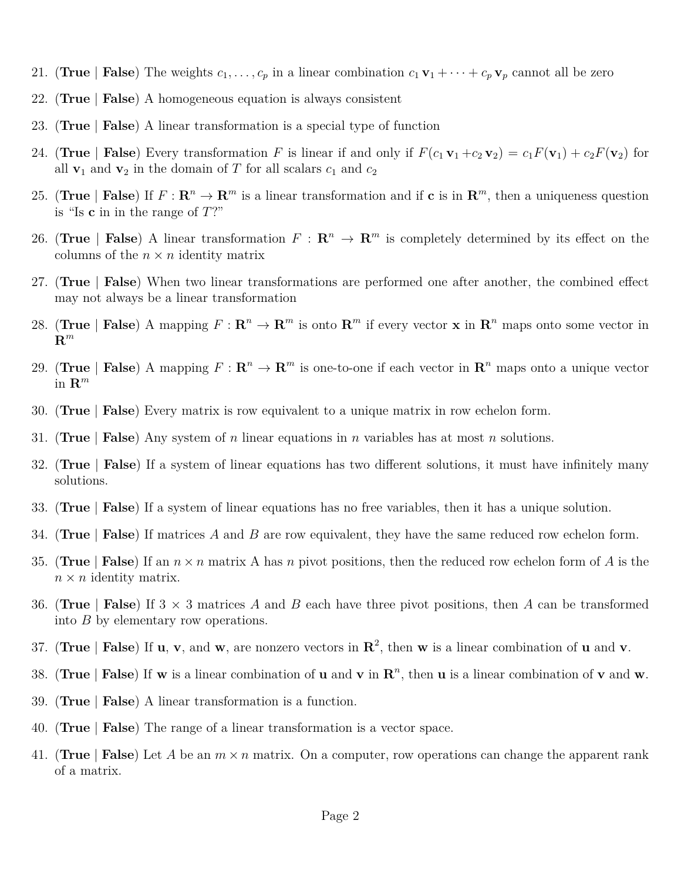21. (**True** | **False**) The weights $c_1, \ldots, c_p$ in a linear combination $c_1 \mathbf{v}_1 + \cdots + c_p \mathbf{v}_p$ cannot all be zero

22. (**True** | **False**) A homogeneous equation is always consistent

23. (**True** | **False**) A linear transformation is a special type of function

24. (**True** | **False**) Every transformation $F$ is linear if and only if $F(c_1 \mathbf{v}_1 + c_2 \mathbf{v}_2) = c_1 F(\mathbf{v}_1) + c_2 F(\mathbf{v}_2)$ for all $\mathbf{v}_1$ and $\mathbf{v}_2$ in the domain of $T$ for all scalars $c_1$ and $c_2$

25. (**True** | **False**) If $F : \mathbf{R}^n \to \mathbf{R}^m$ is a linear transformation and if $\mathbf{c}$ is in $\mathbf{R}^m$, then a uniqueness question is "Is $\mathbf{c}$ in in the range of $T$?"

26. (**True** | **False**) A linear transformation $F : \mathbf{R}^n \to \mathbf{R}^m$ is completely determined by its effect on the columns of the $n \times n$ identity matrix

27. (**True** | **False**) When two linear transformations are performed one after another, the combined effect may not always be a linear transformation

28. (**True** | **False**) A mapping $F : \mathbf{R}^n \to \mathbf{R}^m$ is onto $\mathbf{R}^m$ if every vector $\mathbf{x}$ in $\mathbf{R}^n$ maps onto some vector in $\mathbf{R}^m$

29. (**True** | **False**) A mapping $F : \mathbf{R}^n \to \mathbf{R}^m$ is one-to-one if each vector in $\mathbf{R}^n$ maps onto a unique vector in $\mathbf{R}^m$

30. (**True** | **False**) Every matrix is row equivalent to a unique matrix in row echelon form.

31. (**True** | **False**) Any system of $n$ linear equations in $n$ variables has at most $n$ solutions.

32. (**True** | **False**) If a system of linear equations has two different solutions, it must have infinitely many solutions.

33. (**True** | **False**) If a system of linear equations has no free variables, then it has a unique solution.

34. (**True** | **False**) If matrices $A$ and $B$ are row equivalent, they have the same reduced row echelon form.

35. (**True** | **False**) If an $n \times n$ matrix A has $n$ pivot positions, then the reduced row echelon form of $A$ is the $n \times n$ identity matrix.

36. (**True** | **False**) If $3 \times 3$ matrices $A$ and $B$ each have three pivot positions, then $A$ can be transformed into $B$ by elementary row operations.

37. (**True** | **False**) If $\mathbf{u}$, $\mathbf{v}$, and $\mathbf{w}$, are nonzero vectors in $\mathbf{R}^2$, then $\mathbf{w}$ is a linear combination of $\mathbf{u}$ and $\mathbf{v}$.

38. (**True** | **False**) If $\mathbf{w}$ is a linear combination of $\mathbf{u}$ and $\mathbf{v}$ in $\mathbf{R}^n$, then $\mathbf{u}$ is a linear combination of $\mathbf{v}$ and $\mathbf{w}$.

39. (**True** | **False**) A linear transformation is a function.

40. (**True** | **False**) The range of a linear transformation is a vector space.

41. (**True** | **False**) Let $A$ be an $m \times n$ matrix. On a computer, row operations can change the apparent rank of a matrix.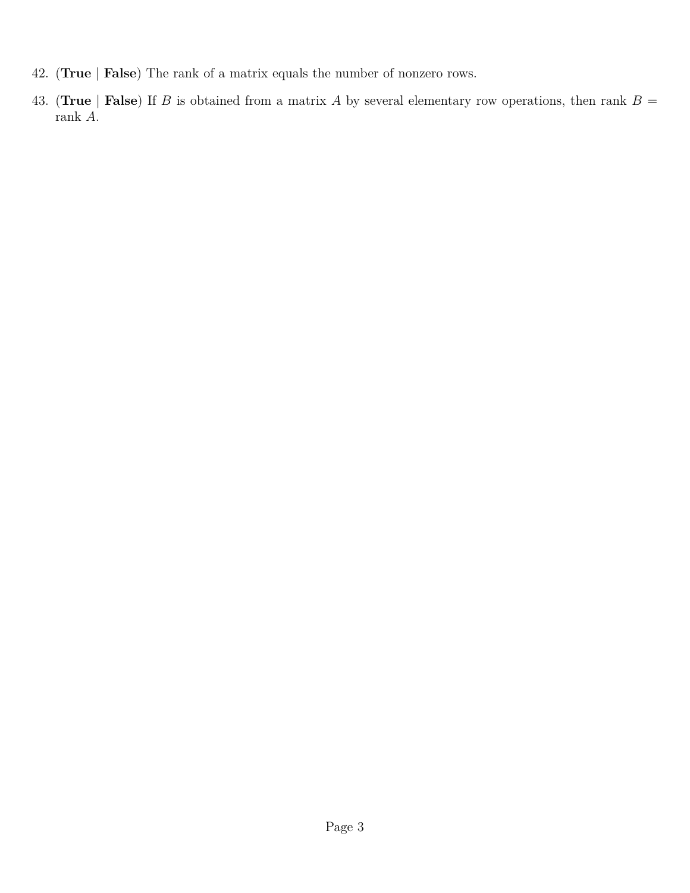42. (**True** | **False**) The rank of a matrix equals the number of nonzero rows.

43. (**True** | **False**) If $B$ is obtained from a matrix $A$ by several elementary row operations, then rank $B =$ rank $A$.